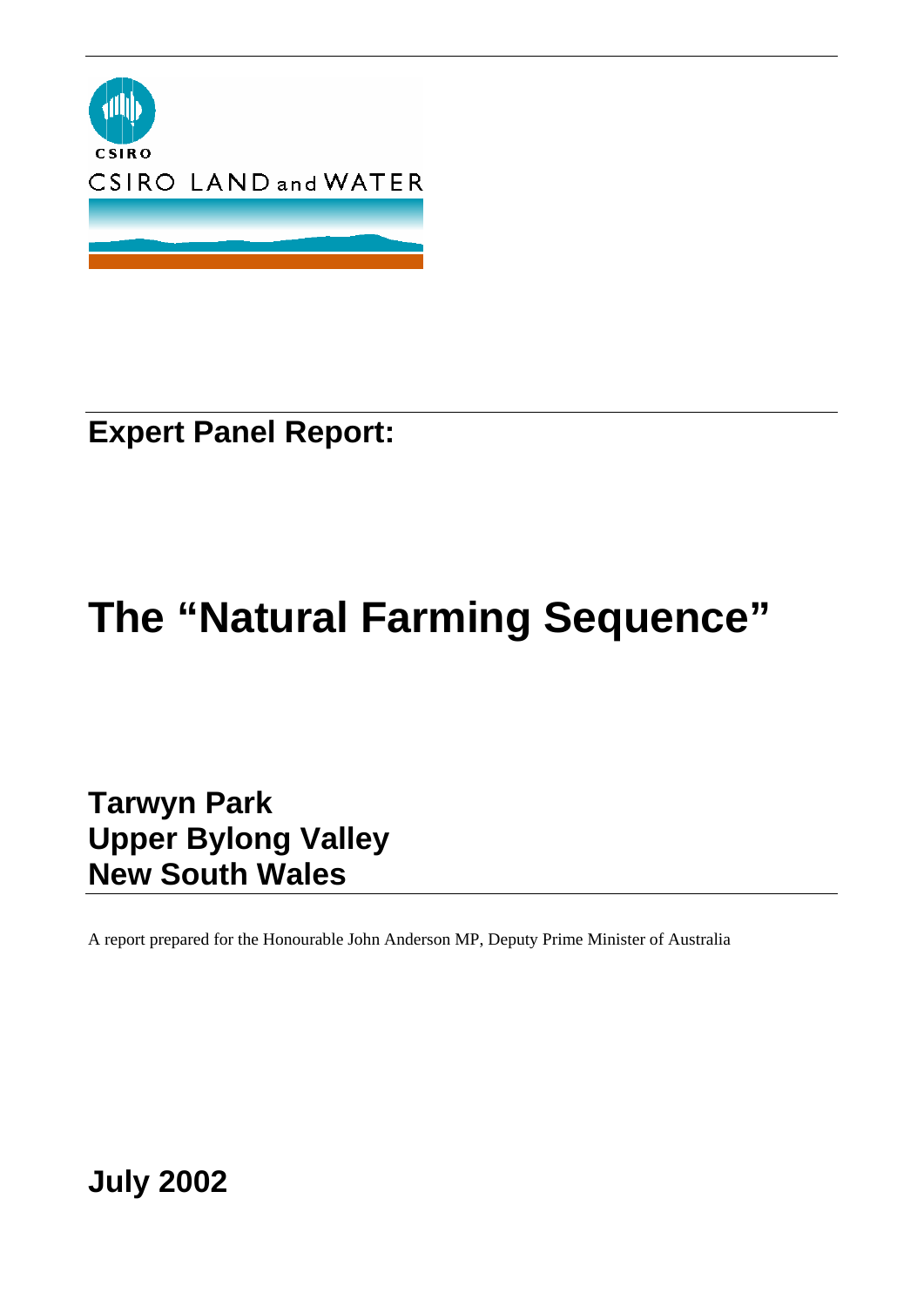CSIRO

CSIRO LAND and WATER

## Expert Panel Report:

# The “Natural Farming Sequence”

## Tarwyn Park
## Upper Bylong Valley
## New South Wales

A report prepared for the Honourable John Anderson MP, Deputy Prime Minister of Australia

## July 2002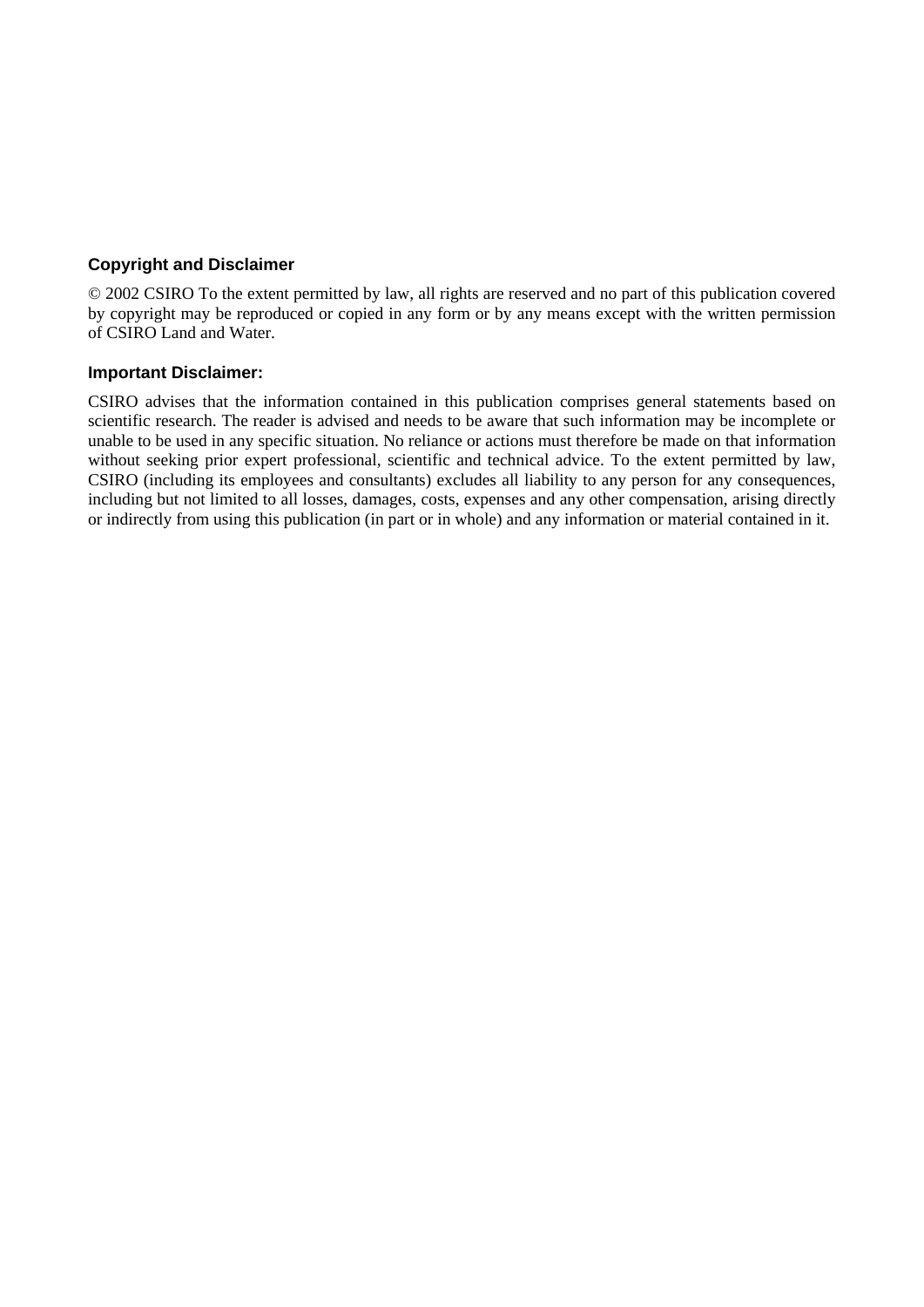### Copyright and Disclaimer

© 2002 CSIRO To the extent permitted by law, all rights are reserved and no part of this publication covered by copyright may be reproduced or copied in any form or by any means except with the written permission of CSIRO Land and Water.

### Important Disclaimer:

CSIRO advises that the information contained in this publication comprises general statements based on scientific research. The reader is advised and needs to be aware that such information may be incomplete or unable to be used in any specific situation. No reliance or actions must therefore be made on that information without seeking prior expert professional, scientific and technical advice. To the extent permitted by law, CSIRO (including its employees and consultants) excludes all liability to any person for any consequences, including but not limited to all losses, damages, costs, expenses and any other compensation, arising directly or indirectly from using this publication (in part or in whole) and any information or material contained in it.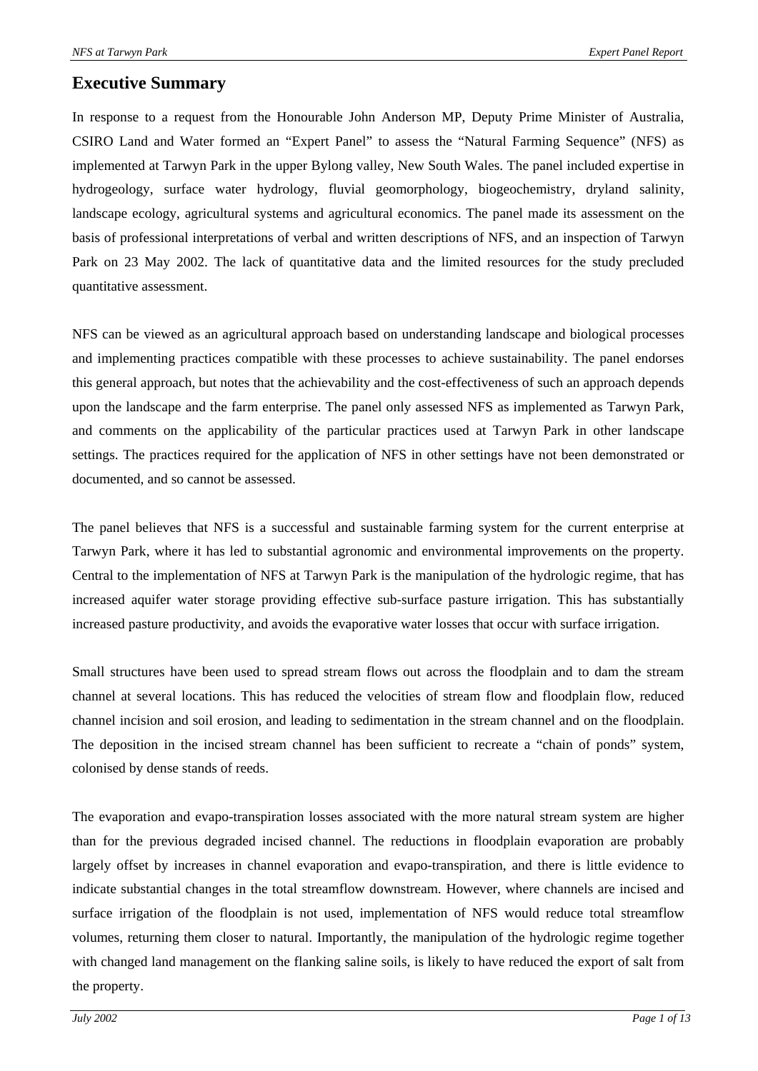## Executive Summary

In response to a request from the Honourable John Anderson MP, Deputy Prime Minister of Australia, CSIRO Land and Water formed an "Expert Panel" to assess the "Natural Farming Sequence" (NFS) as implemented at Tarwyn Park in the upper Bylong valley, New South Wales. The panel included expertise in hydrogeology, surface water hydrology, fluvial geomorphology, biogeochemistry, dryland salinity, landscape ecology, agricultural systems and agricultural economics. The panel made its assessment on the basis of professional interpretations of verbal and written descriptions of NFS, and an inspection of Tarwyn Park on 23 May 2002. The lack of quantitative data and the limited resources for the study precluded quantitative assessment.

NFS can be viewed as an agricultural approach based on understanding landscape and biological processes and implementing practices compatible with these processes to achieve sustainability. The panel endorses this general approach, but notes that the achievability and the cost-effectiveness of such an approach depends upon the landscape and the farm enterprise. The panel only assessed NFS as implemented as Tarwyn Park, and comments on the applicability of the particular practices used at Tarwyn Park in other landscape settings. The practices required for the application of NFS in other settings have not been demonstrated or documented, and so cannot be assessed.

The panel believes that NFS is a successful and sustainable farming system for the current enterprise at Tarwyn Park, where it has led to substantial agronomic and environmental improvements on the property. Central to the implementation of NFS at Tarwyn Park is the manipulation of the hydrologic regime, that has increased aquifer water storage providing effective sub-surface pasture irrigation. This has substantially increased pasture productivity, and avoids the evaporative water losses that occur with surface irrigation.

Small structures have been used to spread stream flows out across the floodplain and to dam the stream channel at several locations. This has reduced the velocities of stream flow and floodplain flow, reduced channel incision and soil erosion, and leading to sedimentation in the stream channel and on the floodplain. The deposition in the incised stream channel has been sufficient to recreate a "chain of ponds" system, colonised by dense stands of reeds.

The evaporation and evapo-transpiration losses associated with the more natural stream system are higher than for the previous degraded incised channel. The reductions in floodplain evaporation are probably largely offset by increases in channel evaporation and evapo-transpiration, and there is little evidence to indicate substantial changes in the total streamflow downstream. However, where channels are incised and surface irrigation of the floodplain is not used, implementation of NFS would reduce total streamflow volumes, returning them closer to natural. Importantly, the manipulation of the hydrologic regime together with changed land management on the flanking saline soils, is likely to have reduced the export of salt from the property.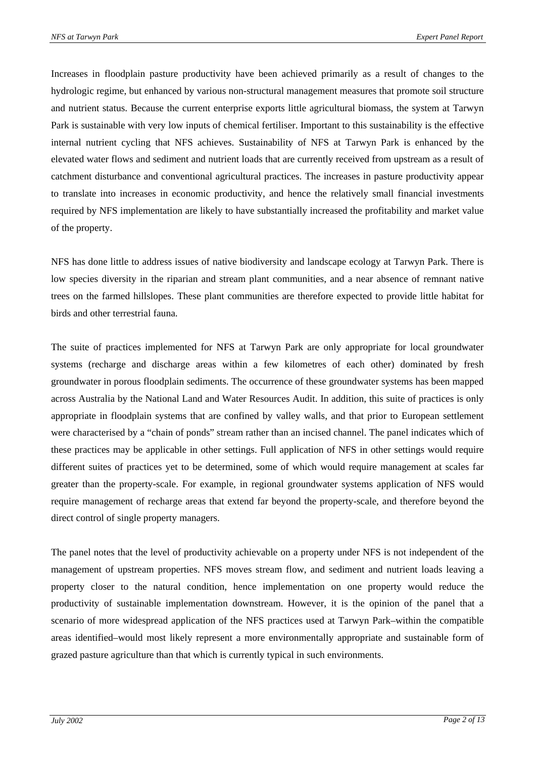Increases in floodplain pasture productivity have been achieved primarily as a result of changes to the hydrologic regime, but enhanced by various non-structural management measures that promote soil structure and nutrient status. Because the current enterprise exports little agricultural biomass, the system at Tarwyn Park is sustainable with very low inputs of chemical fertiliser. Important to this sustainability is the effective internal nutrient cycling that NFS achieves. Sustainability of NFS at Tarwyn Park is enhanced by the elevated water flows and sediment and nutrient loads that are currently received from upstream as a result of catchment disturbance and conventional agricultural practices. The increases in pasture productivity appear to translate into increases in economic productivity, and hence the relatively small financial investments required by NFS implementation are likely to have substantially increased the profitability and market value of the property.

NFS has done little to address issues of native biodiversity and landscape ecology at Tarwyn Park. There is low species diversity in the riparian and stream plant communities, and a near absence of remnant native trees on the farmed hillslopes. These plant communities are therefore expected to provide little habitat for birds and other terrestrial fauna.

The suite of practices implemented for NFS at Tarwyn Park are only appropriate for local groundwater systems (recharge and discharge areas within a few kilometres of each other) dominated by fresh groundwater in porous floodplain sediments. The occurrence of these groundwater systems has been mapped across Australia by the National Land and Water Resources Audit. In addition, this suite of practices is only appropriate in floodplain systems that are confined by valley walls, and that prior to European settlement were characterised by a "chain of ponds" stream rather than an incised channel. The panel indicates which of these practices may be applicable in other settings. Full application of NFS in other settings would require different suites of practices yet to be determined, some of which would require management at scales far greater than the property-scale. For example, in regional groundwater systems application of NFS would require management of recharge areas that extend far beyond the property-scale, and therefore beyond the direct control of single property managers.

The panel notes that the level of productivity achievable on a property under NFS is not independent of the management of upstream properties. NFS moves stream flow, and sediment and nutrient loads leaving a property closer to the natural condition, hence implementation on one property would reduce the productivity of sustainable implementation downstream. However, it is the opinion of the panel that a scenario of more widespread application of the NFS practices used at Tarwyn Park–within the compatible areas identified–would most likely represent a more environmentally appropriate and sustainable form of grazed pasture agriculture than that which is currently typical in such environments.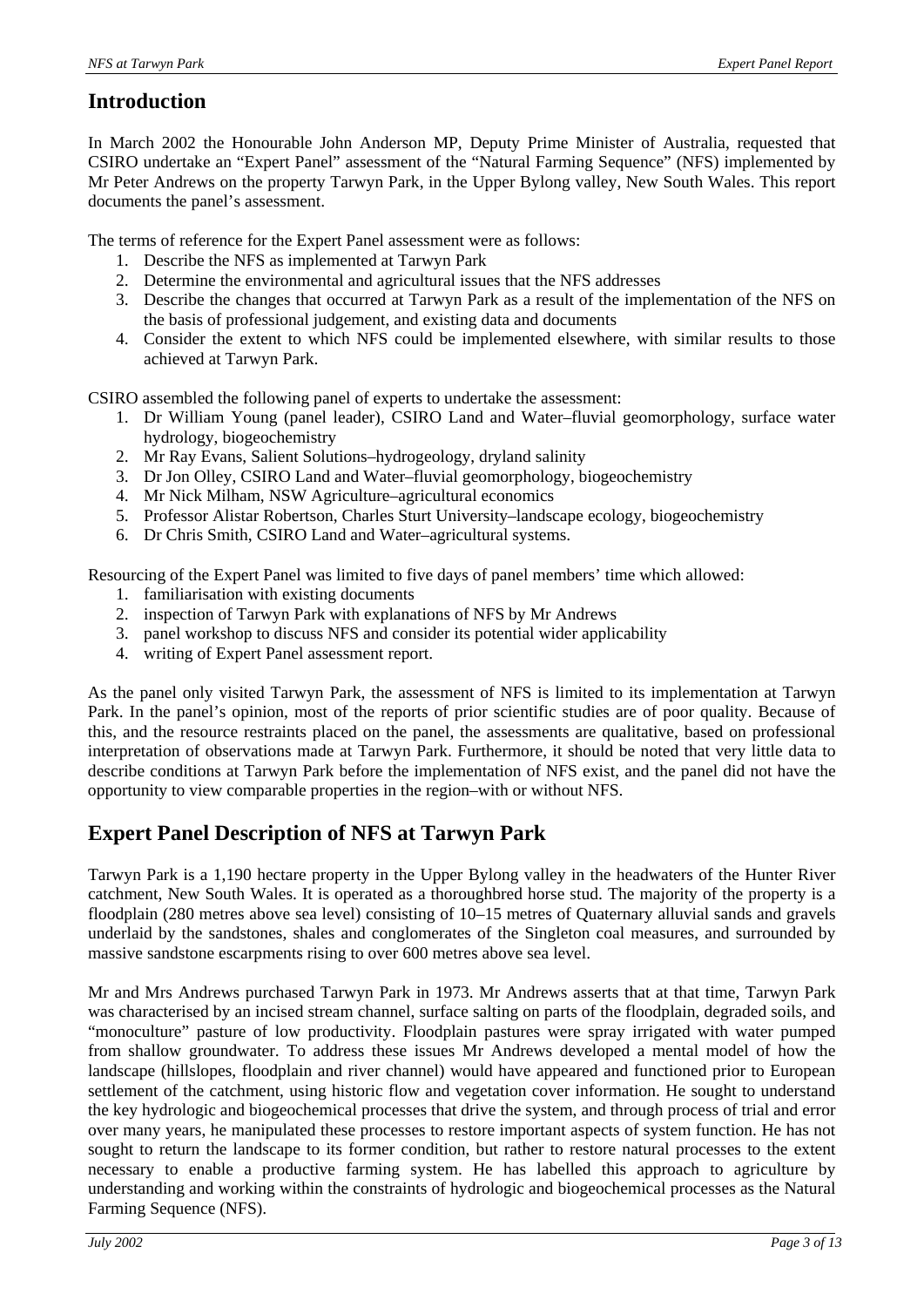## Introduction

In March 2002 the Honourable John Anderson MP, Deputy Prime Minister of Australia, requested that CSIRO undertake an "Expert Panel" assessment of the "Natural Farming Sequence" (NFS) implemented by Mr Peter Andrews on the property Tarwyn Park, in the Upper Bylong valley, New South Wales. This report documents the panel's assessment.

The terms of reference for the Expert Panel assessment were as follows:

1. Describe the NFS as implemented at Tarwyn Park
2. Determine the environmental and agricultural issues that the NFS addresses
3. Describe the changes that occurred at Tarwyn Park as a result of the implementation of the NFS on the basis of professional judgement, and existing data and documents
4. Consider the extent to which NFS could be implemented elsewhere, with similar results to those achieved at Tarwyn Park.

CSIRO assembled the following panel of experts to undertake the assessment:

1. Dr William Young (panel leader), CSIRO Land and Water–fluvial geomorphology, surface water hydrology, biogeochemistry
2. Mr Ray Evans, Salient Solutions–hydrogeology, dryland salinity
3. Dr Jon Olley, CSIRO Land and Water–fluvial geomorphology, biogeochemistry
4. Mr Nick Milham, NSW Agriculture–agricultural economics
5. Professor Alistar Robertson, Charles Sturt University–landscape ecology, biogeochemistry
6. Dr Chris Smith, CSIRO Land and Water–agricultural systems.

Resourcing of the Expert Panel was limited to five days of panel members' time which allowed:

1. familiarisation with existing documents
2. inspection of Tarwyn Park with explanations of NFS by Mr Andrews
3. panel workshop to discuss NFS and consider its potential wider applicability
4. writing of Expert Panel assessment report.

As the panel only visited Tarwyn Park, the assessment of NFS is limited to its implementation at Tarwyn Park. In the panel's opinion, most of the reports of prior scientific studies are of poor quality. Because of this, and the resource restraints placed on the panel, the assessments are qualitative, based on professional interpretation of observations made at Tarwyn Park. Furthermore, it should be noted that very little data to describe conditions at Tarwyn Park before the implementation of NFS exist, and the panel did not have the opportunity to view comparable properties in the region–with or without NFS.

## Expert Panel Description of NFS at Tarwyn Park

Tarwyn Park is a 1,190 hectare property in the Upper Bylong valley in the headwaters of the Hunter River catchment, New South Wales. It is operated as a thoroughbred horse stud. The majority of the property is a floodplain (280 metres above sea level) consisting of 10–15 metres of Quaternary alluvial sands and gravels underlaid by the sandstones, shales and conglomerates of the Singleton coal measures, and surrounded by massive sandstone escarpments rising to over 600 metres above sea level.

Mr and Mrs Andrews purchased Tarwyn Park in 1973. Mr Andrews asserts that at that time, Tarwyn Park was characterised by an incised stream channel, surface salting on parts of the floodplain, degraded soils, and "monoculture" pasture of low productivity. Floodplain pastures were spray irrigated with water pumped from shallow groundwater. To address these issues Mr Andrews developed a mental model of how the landscape (hillslopes, floodplain and river channel) would have appeared and functioned prior to European settlement of the catchment, using historic flow and vegetation cover information. He sought to understand the key hydrologic and biogeochemical processes that drive the system, and through process of trial and error over many years, he manipulated these processes to restore important aspects of system function. He has not sought to return the landscape to its former condition, but rather to restore natural processes to the extent necessary to enable a productive farming system. He has labelled this approach to agriculture by understanding and working within the constraints of hydrologic and biogeochemical processes as the Natural Farming Sequence (NFS).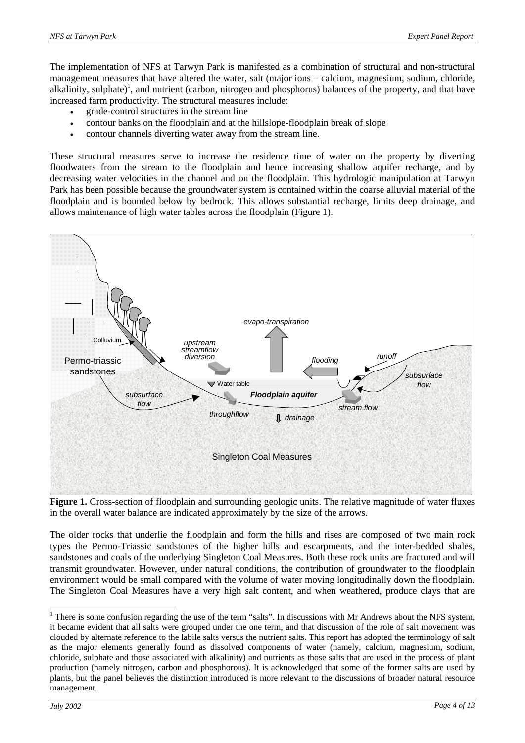The implementation of NFS at Tarwyn Park is manifested as a combination of structural and non-structural management measures that have altered the water, salt (major ions – calcium, magnesium, sodium, chloride, alkalinity, sulphate)[1], and nutrient (carbon, nitrogen and phosphorus) balances of the property, and that have increased farm productivity. The structural measures include:

- grade-control structures in the stream line
- contour banks on the floodplain and at the hillslope-floodplain break of slope
- contour channels diverting water away from the stream line.

These structural measures serve to increase the residence time of water on the property by diverting floodwaters from the stream to the floodplain and hence increasing shallow aquifer recharge, and by decreasing water velocities in the channel and on the floodplain. This hydrologic manipulation at Tarwyn Park has been possible because the groundwater system is contained within the coarse alluvial material of the floodplain and is bounded below by bedrock. This allows substantial recharge, limits deep drainage, and allows maintenance of high water tables across the floodplain (Figure 1).

**Figure 1.** Cross-section of floodplain and surrounding geologic units. The relative magnitude of water fluxes in the overall water balance are indicated approximately by the size of the arrows.

The older rocks that underlie the floodplain and form the hills and rises are composed of two main rock types–the Permo-Triassic sandstones of the higher hills and escarpments, and the inter-bedded shales, sandstones and coals of the underlying Singleton Coal Measures. Both these rock units are fractured and will transmit groundwater. However, under natural conditions, the contribution of groundwater to the floodplain environment would be small compared with the volume of water moving longitudinally down the floodplain. The Singleton Coal Measures have a very high salt content, and when weathered, produce clays that are

[1] There is some confusion regarding the use of the term "salts". In discussions with Mr Andrews about the NFS system, it became evident that all salts were grouped under the one term, and that discussion of the role of salt movement was clouded by alternate reference to the labile salts versus the nutrient salts. This report has adopted the terminology of salt as the major elements generally found as dissolved components of water (namely, calcium, magnesium, sodium, chloride, sulphate and those associated with alkalinity) and nutrients as those salts that are used in the process of plant production (namely nitrogen, carbon and phosphorous). It is acknowledged that some of the former salts are used by plants, but the panel believes the distinction introduced is more relevant to the discussions of broader natural resource management.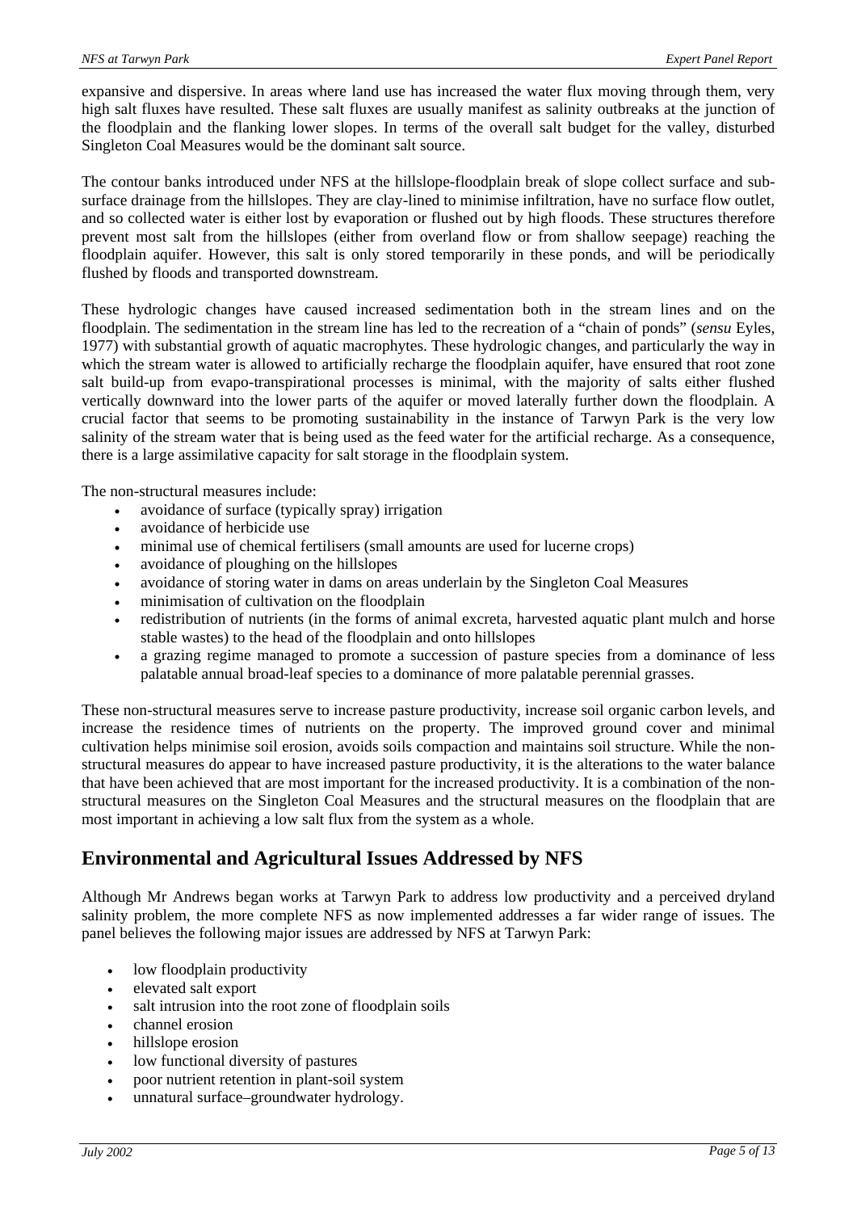expansive and dispersive. In areas where land use has increased the water flux moving through them, very high salt fluxes have resulted. These salt fluxes are usually manifest as salinity outbreaks at the junction of the floodplain and the flanking lower slopes. In terms of the overall salt budget for the valley, disturbed Singleton Coal Measures would be the dominant salt source.

The contour banks introduced under NFS at the hillslope-floodplain break of slope collect surface and sub-surface drainage from the hillslopes. They are clay-lined to minimise infiltration, have no surface flow outlet, and so collected water is either lost by evaporation or flushed out by high floods. These structures therefore prevent most salt from the hillslopes (either from overland flow or from shallow seepage) reaching the floodplain aquifer. However, this salt is only stored temporarily in these ponds, and will be periodically flushed by floods and transported downstream.

These hydrologic changes have caused increased sedimentation both in the stream lines and on the floodplain. The sedimentation in the stream line has led to the recreation of a "chain of ponds" (*sensu* Eyles, 1977) with substantial growth of aquatic macrophytes. These hydrologic changes, and particularly the way in which the stream water is allowed to artificially recharge the floodplain aquifer, have ensured that root zone salt build-up from evapo-transpirational processes is minimal, with the majority of salts either flushed vertically downward into the lower parts of the aquifer or moved laterally further down the floodplain. A crucial factor that seems to be promoting sustainability in the instance of Tarwyn Park is the very low salinity of the stream water that is being used as the feed water for the artificial recharge. As a consequence, there is a large assimilative capacity for salt storage in the floodplain system.

The non-structural measures include:

- avoidance of surface (typically spray) irrigation
- avoidance of herbicide use
- minimal use of chemical fertilisers (small amounts are used for lucerne crops)
- avoidance of ploughing on the hillslopes
- avoidance of storing water in dams on areas underlain by the Singleton Coal Measures
- minimisation of cultivation on the floodplain
- redistribution of nutrients (in the forms of animal excreta, harvested aquatic plant mulch and horse stable wastes) to the head of the floodplain and onto hillslopes
- a grazing regime managed to promote a succession of pasture species from a dominance of less palatable annual broad-leaf species to a dominance of more palatable perennial grasses.

These non-structural measures serve to increase pasture productivity, increase soil organic carbon levels, and increase the residence times of nutrients on the property. The improved ground cover and minimal cultivation helps minimise soil erosion, avoids soils compaction and maintains soil structure. While the non-structural measures do appear to have increased pasture productivity, it is the alterations to the water balance that have been achieved that are most important for the increased productivity. It is a combination of the non-structural measures on the Singleton Coal Measures and the structural measures on the floodplain that are most important in achieving a low salt flux from the system as a whole.

## Environmental and Agricultural Issues Addressed by NFS

Although Mr Andrews began works at Tarwyn Park to address low productivity and a perceived dryland salinity problem, the more complete NFS as now implemented addresses a far wider range of issues. The panel believes the following major issues are addressed by NFS at Tarwyn Park:

- low floodplain productivity
- elevated salt export
- salt intrusion into the root zone of floodplain soils
- channel erosion
- hillslope erosion
- low functional diversity of pastures
- poor nutrient retention in plant-soil system
- unnatural surface–groundwater hydrology.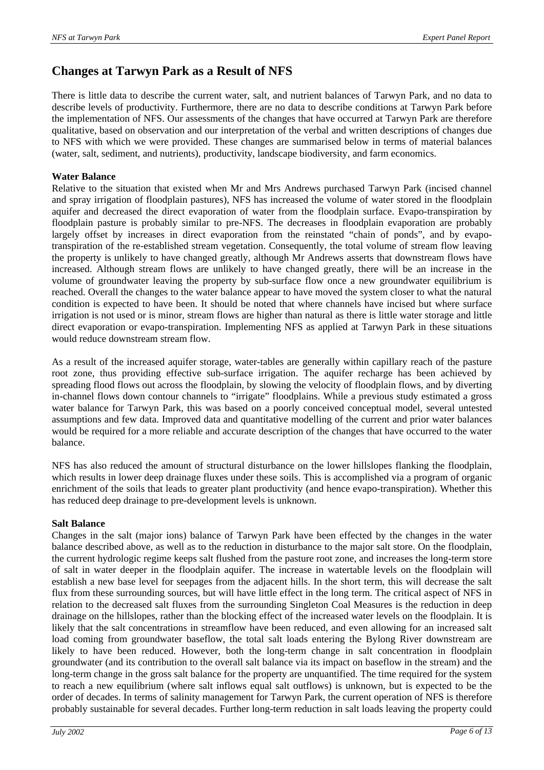## Changes at Tarwyn Park as a Result of NFS

There is little data to describe the current water, salt, and nutrient balances of Tarwyn Park, and no data to describe levels of productivity. Furthermore, there are no data to describe conditions at Tarwyn Park before the implementation of NFS. Our assessments of the changes that have occurred at Tarwyn Park are therefore qualitative, based on observation and our interpretation of the verbal and written descriptions of changes due to NFS with which we were provided. These changes are summarised below in terms of material balances (water, salt, sediment, and nutrients), productivity, landscape biodiversity, and farm economics.

**Water Balance**

Relative to the situation that existed when Mr and Mrs Andrews purchased Tarwyn Park (incised channel and spray irrigation of floodplain pastures), NFS has increased the volume of water stored in the floodplain aquifer and decreased the direct evaporation of water from the floodplain surface. Evapo-transpiration by floodplain pasture is probably similar to pre-NFS. The decreases in floodplain evaporation are probably largely offset by increases in direct evaporation from the reinstated "chain of ponds", and by evapo-transpiration of the re-established stream vegetation. Consequently, the total volume of stream flow leaving the property is unlikely to have changed greatly, although Mr Andrews asserts that downstream flows have increased. Although stream flows are unlikely to have changed greatly, there will be an increase in the volume of groundwater leaving the property by sub-surface flow once a new groundwater equilibrium is reached. Overall the changes to the water balance appear to have moved the system closer to what the natural condition is expected to have been. It should be noted that where channels have incised but where surface irrigation is not used or is minor, stream flows are higher than natural as there is little water storage and little direct evaporation or evapo-transpiration. Implementing NFS as applied at Tarwyn Park in these situations would reduce downstream stream flow.

As a result of the increased aquifer storage, water-tables are generally within capillary reach of the pasture root zone, thus providing effective sub-surface irrigation. The aquifer recharge has been achieved by spreading flood flows out across the floodplain, by slowing the velocity of floodplain flows, and by diverting in-channel flows down contour channels to "irrigate" floodplains. While a previous study estimated a gross water balance for Tarwyn Park, this was based on a poorly conceived conceptual model, several untested assumptions and few data. Improved data and quantitative modelling of the current and prior water balances would be required for a more reliable and accurate description of the changes that have occurred to the water balance.

NFS has also reduced the amount of structural disturbance on the lower hillslopes flanking the floodplain, which results in lower deep drainage fluxes under these soils. This is accomplished via a program of organic enrichment of the soils that leads to greater plant productivity (and hence evapo-transpiration). Whether this has reduced deep drainage to pre-development levels is unknown.

**Salt Balance**

Changes in the salt (major ions) balance of Tarwyn Park have been effected by the changes in the water balance described above, as well as to the reduction in disturbance to the major salt store. On the floodplain, the current hydrologic regime keeps salt flushed from the pasture root zone, and increases the long-term store of salt in water deeper in the floodplain aquifer. The increase in watertable levels on the floodplain will establish a new base level for seepages from the adjacent hills. In the short term, this will decrease the salt flux from these surrounding sources, but will have little effect in the long term. The critical aspect of NFS in relation to the decreased salt fluxes from the surrounding Singleton Coal Measures is the reduction in deep drainage on the hillslopes, rather than the blocking effect of the increased water levels on the floodplain. It is likely that the salt concentrations in streamflow have been reduced, and even allowing for an increased salt load coming from groundwater baseflow, the total salt loads entering the Bylong River downstream are likely to have been reduced. However, both the long-term change in salt concentration in floodplain groundwater (and its contribution to the overall salt balance via its impact on baseflow in the stream) and the long-term change in the gross salt balance for the property are unquantified. The time required for the system to reach a new equilibrium (where salt inflows equal salt outflows) is unknown, but is expected to be the order of decades. In terms of salinity management for Tarwyn Park, the current operation of NFS is therefore probably sustainable for several decades. Further long-term reduction in salt loads leaving the property could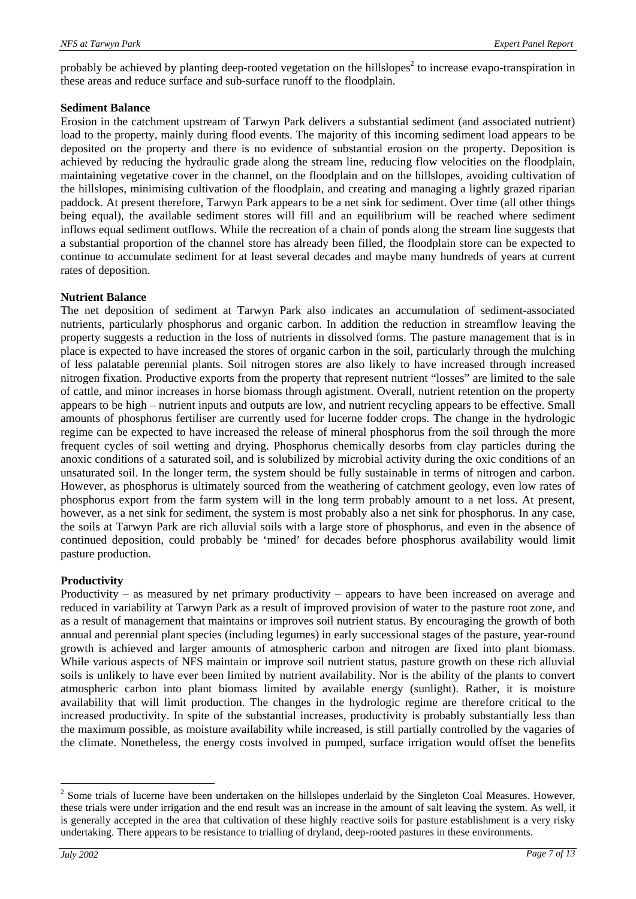probably be achieved by planting deep-rooted vegetation on the hillslopes[2] to increase evapo-transpiration in these areas and reduce surface and sub-surface runoff to the floodplain.

**Sediment Balance**

Erosion in the catchment upstream of Tarwyn Park delivers a substantial sediment (and associated nutrient) load to the property, mainly during flood events. The majority of this incoming sediment load appears to be deposited on the property and there is no evidence of substantial erosion on the property. Deposition is achieved by reducing the hydraulic grade along the stream line, reducing flow velocities on the floodplain, maintaining vegetative cover in the channel, on the floodplain and on the hillslopes, avoiding cultivation of the hillslopes, minimising cultivation of the floodplain, and creating and managing a lightly grazed riparian paddock. At present therefore, Tarwyn Park appears to be a net sink for sediment. Over time (all other things being equal), the available sediment stores will fill and an equilibrium will be reached where sediment inflows equal sediment outflows. While the recreation of a chain of ponds along the stream line suggests that a substantial proportion of the channel store has already been filled, the floodplain store can be expected to continue to accumulate sediment for at least several decades and maybe many hundreds of years at current rates of deposition.

**Nutrient Balance**

The net deposition of sediment at Tarwyn Park also indicates an accumulation of sediment-associated nutrients, particularly phosphorus and organic carbon. In addition the reduction in streamflow leaving the property suggests a reduction in the loss of nutrients in dissolved forms. The pasture management that is in place is expected to have increased the stores of organic carbon in the soil, particularly through the mulching of less palatable perennial plants. Soil nitrogen stores are also likely to have increased through increased nitrogen fixation. Productive exports from the property that represent nutrient "losses" are limited to the sale of cattle, and minor increases in horse biomass through agistment. Overall, nutrient retention on the property appears to be high – nutrient inputs and outputs are low, and nutrient recycling appears to be effective. Small amounts of phosphorus fertiliser are currently used for lucerne fodder crops. The change in the hydrologic regime can be expected to have increased the release of mineral phosphorus from the soil through the more frequent cycles of soil wetting and drying. Phosphorus chemically desorbs from clay particles during the anoxic conditions of a saturated soil, and is solubilized by microbial activity during the oxic conditions of an unsaturated soil. In the longer term, the system should be fully sustainable in terms of nitrogen and carbon. However, as phosphorus is ultimately sourced from the weathering of catchment geology, even low rates of phosphorus export from the farm system will in the long term probably amount to a net loss. At present, however, as a net sink for sediment, the system is most probably also a net sink for phosphorus. In any case, the soils at Tarwyn Park are rich alluvial soils with a large store of phosphorus, and even in the absence of continued deposition, could probably be 'mined' for decades before phosphorus availability would limit pasture production.

**Productivity**

Productivity – as measured by net primary productivity – appears to have been increased on average and reduced in variability at Tarwyn Park as a result of improved provision of water to the pasture root zone, and as a result of management that maintains or improves soil nutrient status. By encouraging the growth of both annual and perennial plant species (including legumes) in early successional stages of the pasture, year-round growth is achieved and larger amounts of atmospheric carbon and nitrogen are fixed into plant biomass. While various aspects of NFS maintain or improve soil nutrient status, pasture growth on these rich alluvial soils is unlikely to have ever been limited by nutrient availability. Nor is the ability of the plants to convert atmospheric carbon into plant biomass limited by available energy (sunlight). Rather, it is moisture availability that will limit production. The changes in the hydrologic regime are therefore critical to the increased productivity. In spite of the substantial increases, productivity is probably substantially less than the maximum possible, as moisture availability while increased, is still partially controlled by the vagaries of the climate. Nonetheless, the energy costs involved in pumped, surface irrigation would offset the benefits

[2] Some trials of lucerne have been undertaken on the hillslopes underlaid by the Singleton Coal Measures. However, these trials were under irrigation and the end result was an increase in the amount of salt leaving the system. As well, it is generally accepted in the area that cultivation of these highly reactive soils for pasture establishment is a very risky undertaking. There appears to be resistance to trialling of dryland, deep-rooted pastures in these environments.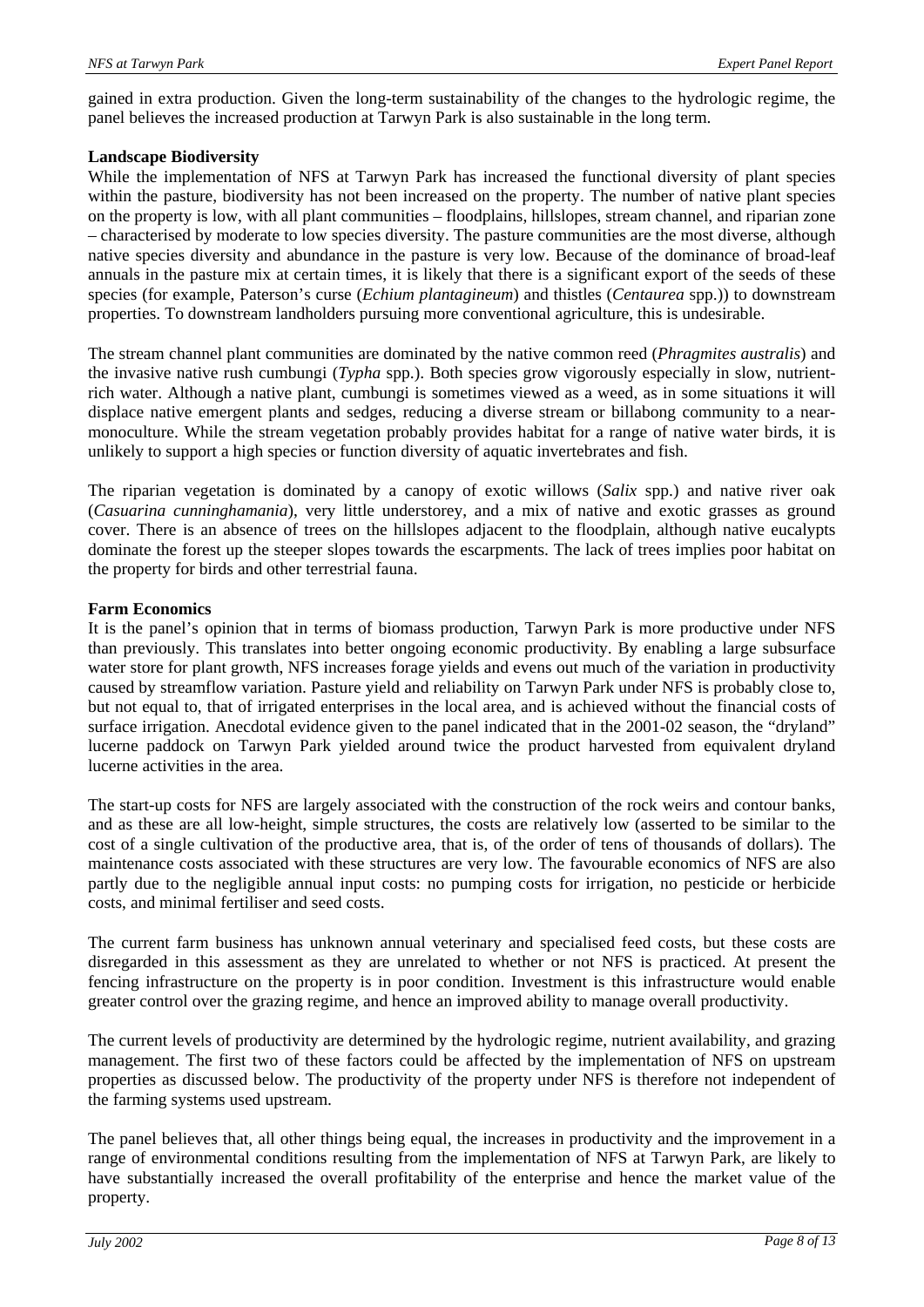gained in extra production. Given the long-term sustainability of the changes to the hydrologic regime, the panel believes the increased production at Tarwyn Park is also sustainable in the long term.

**Landscape Biodiversity**

While the implementation of NFS at Tarwyn Park has increased the functional diversity of plant species within the pasture, biodiversity has not been increased on the property. The number of native plant species on the property is low, with all plant communities – floodplains, hillslopes, stream channel, and riparian zone – characterised by moderate to low species diversity. The pasture communities are the most diverse, although native species diversity and abundance in the pasture is very low. Because of the dominance of broad-leaf annuals in the pasture mix at certain times, it is likely that there is a significant export of the seeds of these species (for example, Paterson's curse (*Echium plantagineum*) and thistles (*Centaurea* spp.)) to downstream properties. To downstream landholders pursuing more conventional agriculture, this is undesirable.

The stream channel plant communities are dominated by the native common reed (*Phragmites australis*) and the invasive native rush cumbungi (*Typha* spp.). Both species grow vigorously especially in slow, nutrient-rich water. Although a native plant, cumbungi is sometimes viewed as a weed, as in some situations it will displace native emergent plants and sedges, reducing a diverse stream or billabong community to a near-monoculture. While the stream vegetation probably provides habitat for a range of native water birds, it is unlikely to support a high species or function diversity of aquatic invertebrates and fish.

The riparian vegetation is dominated by a canopy of exotic willows (*Salix* spp.) and native river oak (*Casuarina cunninghamania*), very little understorey, and a mix of native and exotic grasses as ground cover. There is an absence of trees on the hillslopes adjacent to the floodplain, although native eucalypts dominate the forest up the steeper slopes towards the escarpments. The lack of trees implies poor habitat on the property for birds and other terrestrial fauna.

**Farm Economics**

It is the panel's opinion that in terms of biomass production, Tarwyn Park is more productive under NFS than previously. This translates into better ongoing economic productivity. By enabling a large subsurface water store for plant growth, NFS increases forage yields and evens out much of the variation in productivity caused by streamflow variation. Pasture yield and reliability on Tarwyn Park under NFS is probably close to, but not equal to, that of irrigated enterprises in the local area, and is achieved without the financial costs of surface irrigation. Anecdotal evidence given to the panel indicated that in the 2001-02 season, the "dryland" lucerne paddock on Tarwyn Park yielded around twice the product harvested from equivalent dryland lucerne activities in the area.

The start-up costs for NFS are largely associated with the construction of the rock weirs and contour banks, and as these are all low-height, simple structures, the costs are relatively low (asserted to be similar to the cost of a single cultivation of the productive area, that is, of the order of tens of thousands of dollars). The maintenance costs associated with these structures are very low. The favourable economics of NFS are also partly due to the negligible annual input costs: no pumping costs for irrigation, no pesticide or herbicide costs, and minimal fertiliser and seed costs.

The current farm business has unknown annual veterinary and specialised feed costs, but these costs are disregarded in this assessment as they are unrelated to whether or not NFS is practiced. At present the fencing infrastructure on the property is in poor condition. Investment is this infrastructure would enable greater control over the grazing regime, and hence an improved ability to manage overall productivity.

The current levels of productivity are determined by the hydrologic regime, nutrient availability, and grazing management. The first two of these factors could be affected by the implementation of NFS on upstream properties as discussed below. The productivity of the property under NFS is therefore not independent of the farming systems used upstream.

The panel believes that, all other things being equal, the increases in productivity and the improvement in a range of environmental conditions resulting from the implementation of NFS at Tarwyn Park, are likely to have substantially increased the overall profitability of the enterprise and hence the market value of the property.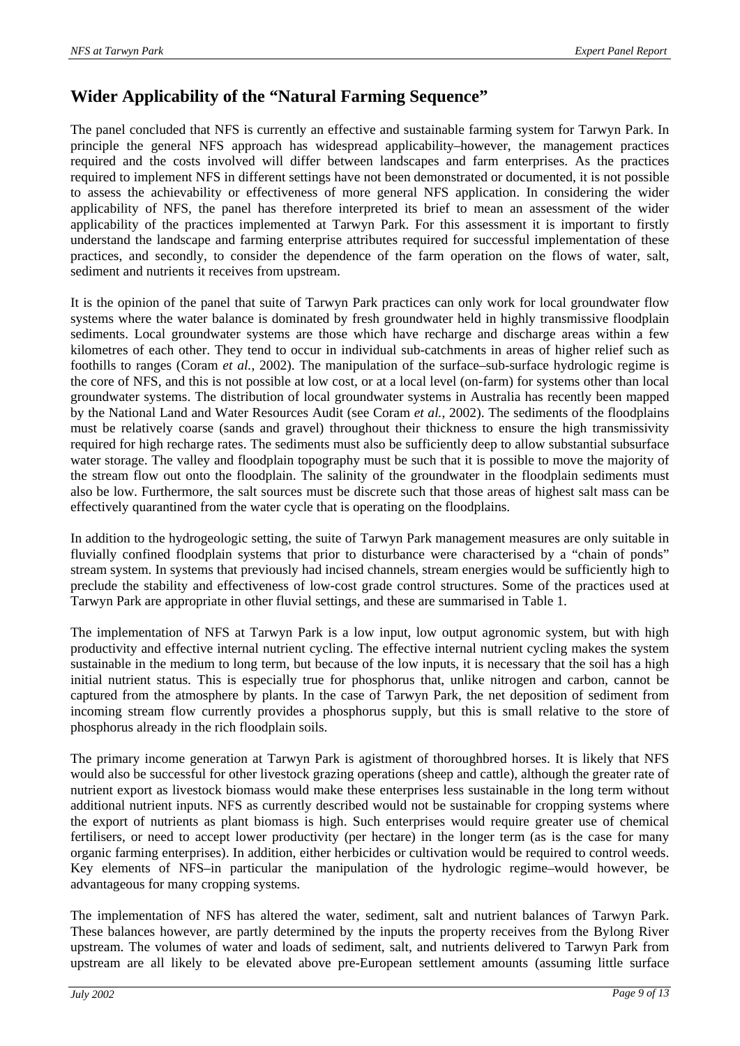## Wider Applicability of the “Natural Farming Sequence”

The panel concluded that NFS is currently an effective and sustainable farming system for Tarwyn Park. In principle the general NFS approach has widespread applicability–however, the management practices required and the costs involved will differ between landscapes and farm enterprises. As the practices required to implement NFS in different settings have not been demonstrated or documented, it is not possible to assess the achievability or effectiveness of more general NFS application. In considering the wider applicability of NFS, the panel has therefore interpreted its brief to mean an assessment of the wider applicability of the practices implemented at Tarwyn Park. For this assessment it is important to firstly understand the landscape and farming enterprise attributes required for successful implementation of these practices, and secondly, to consider the dependence of the farm operation on the flows of water, salt, sediment and nutrients it receives from upstream.

It is the opinion of the panel that suite of Tarwyn Park practices can only work for local groundwater flow systems where the water balance is dominated by fresh groundwater held in highly transmissive floodplain sediments. Local groundwater systems are those which have recharge and discharge areas within a few kilometres of each other. They tend to occur in individual sub-catchments in areas of higher relief such as foothills to ranges (Coram *et al.*, 2002). The manipulation of the surface–sub-surface hydrologic regime is the core of NFS, and this is not possible at low cost, or at a local level (on-farm) for systems other than local groundwater systems. The distribution of local groundwater systems in Australia has recently been mapped by the National Land and Water Resources Audit (see Coram *et al.*, 2002). The sediments of the floodplains must be relatively coarse (sands and gravel) throughout their thickness to ensure the high transmissivity required for high recharge rates. The sediments must also be sufficiently deep to allow substantial subsurface water storage. The valley and floodplain topography must be such that it is possible to move the majority of the stream flow out onto the floodplain. The salinity of the groundwater in the floodplain sediments must also be low. Furthermore, the salt sources must be discrete such that those areas of highest salt mass can be effectively quarantined from the water cycle that is operating on the floodplains.

In addition to the hydrogeologic setting, the suite of Tarwyn Park management measures are only suitable in fluvially confined floodplain systems that prior to disturbance were characterised by a “chain of ponds” stream system. In systems that previously had incised channels, stream energies would be sufficiently high to preclude the stability and effectiveness of low-cost grade control structures. Some of the practices used at Tarwyn Park are appropriate in other fluvial settings, and these are summarised in Table 1.

The implementation of NFS at Tarwyn Park is a low input, low output agronomic system, but with high productivity and effective internal nutrient cycling. The effective internal nutrient cycling makes the system sustainable in the medium to long term, but because of the low inputs, it is necessary that the soil has a high initial nutrient status. This is especially true for phosphorus that, unlike nitrogen and carbon, cannot be captured from the atmosphere by plants. In the case of Tarwyn Park, the net deposition of sediment from incoming stream flow currently provides a phosphorus supply, but this is small relative to the store of phosphorus already in the rich floodplain soils.

The primary income generation at Tarwyn Park is agistment of thoroughbred horses. It is likely that NFS would also be successful for other livestock grazing operations (sheep and cattle), although the greater rate of nutrient export as livestock biomass would make these enterprises less sustainable in the long term without additional nutrient inputs. NFS as currently described would not be sustainable for cropping systems where the export of nutrients as plant biomass is high. Such enterprises would require greater use of chemical fertilisers, or need to accept lower productivity (per hectare) in the longer term (as is the case for many organic farming enterprises). In addition, either herbicides or cultivation would be required to control weeds. Key elements of NFS–in particular the manipulation of the hydrologic regime–would however, be advantageous for many cropping systems.

The implementation of NFS has altered the water, sediment, salt and nutrient balances of Tarwyn Park. These balances however, are partly determined by the inputs the property receives from the Bylong River upstream. The volumes of water and loads of sediment, salt, and nutrients delivered to Tarwyn Park from upstream are all likely to be elevated above pre-European settlement amounts (assuming little surface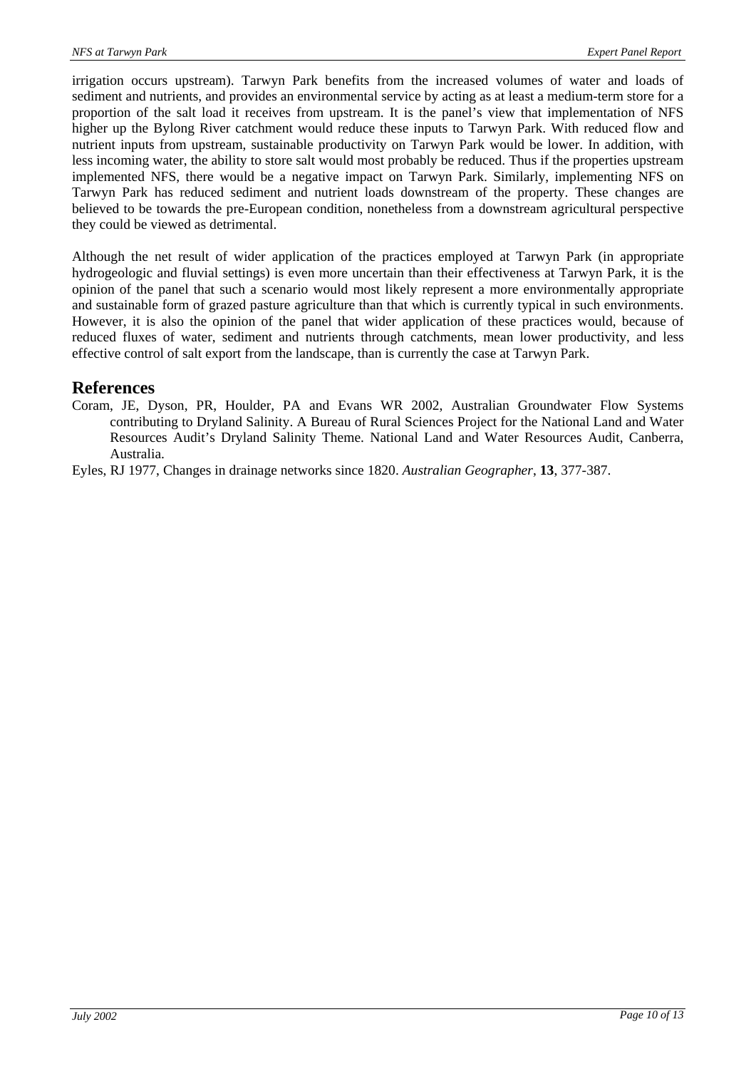irrigation occurs upstream). Tarwyn Park benefits from the increased volumes of water and loads of sediment and nutrients, and provides an environmental service by acting as at least a medium-term store for a proportion of the salt load it receives from upstream. It is the panel's view that implementation of NFS higher up the Bylong River catchment would reduce these inputs to Tarwyn Park. With reduced flow and nutrient inputs from upstream, sustainable productivity on Tarwyn Park would be lower. In addition, with less incoming water, the ability to store salt would most probably be reduced. Thus if the properties upstream implemented NFS, there would be a negative impact on Tarwyn Park. Similarly, implementing NFS on Tarwyn Park has reduced sediment and nutrient loads downstream of the property. These changes are believed to be towards the pre-European condition, nonetheless from a downstream agricultural perspective they could be viewed as detrimental.

Although the net result of wider application of the practices employed at Tarwyn Park (in appropriate hydrogeologic and fluvial settings) is even more uncertain than their effectiveness at Tarwyn Park, it is the opinion of the panel that such a scenario would most likely represent a more environmentally appropriate and sustainable form of grazed pasture agriculture than that which is currently typical in such environments. However, it is also the opinion of the panel that wider application of these practices would, because of reduced fluxes of water, sediment and nutrients through catchments, mean lower productivity, and less effective control of salt export from the landscape, than is currently the case at Tarwyn Park.

## References

Coram, JE, Dyson, PR, Houlder, PA and Evans WR 2002, Australian Groundwater Flow Systems contributing to Dryland Salinity. A Bureau of Rural Sciences Project for the National Land and Water Resources Audit's Dryland Salinity Theme. National Land and Water Resources Audit, Canberra, Australia.

Eyles, RJ 1977, Changes in drainage networks since 1820. *Australian Geographer*, **13**, 377-387.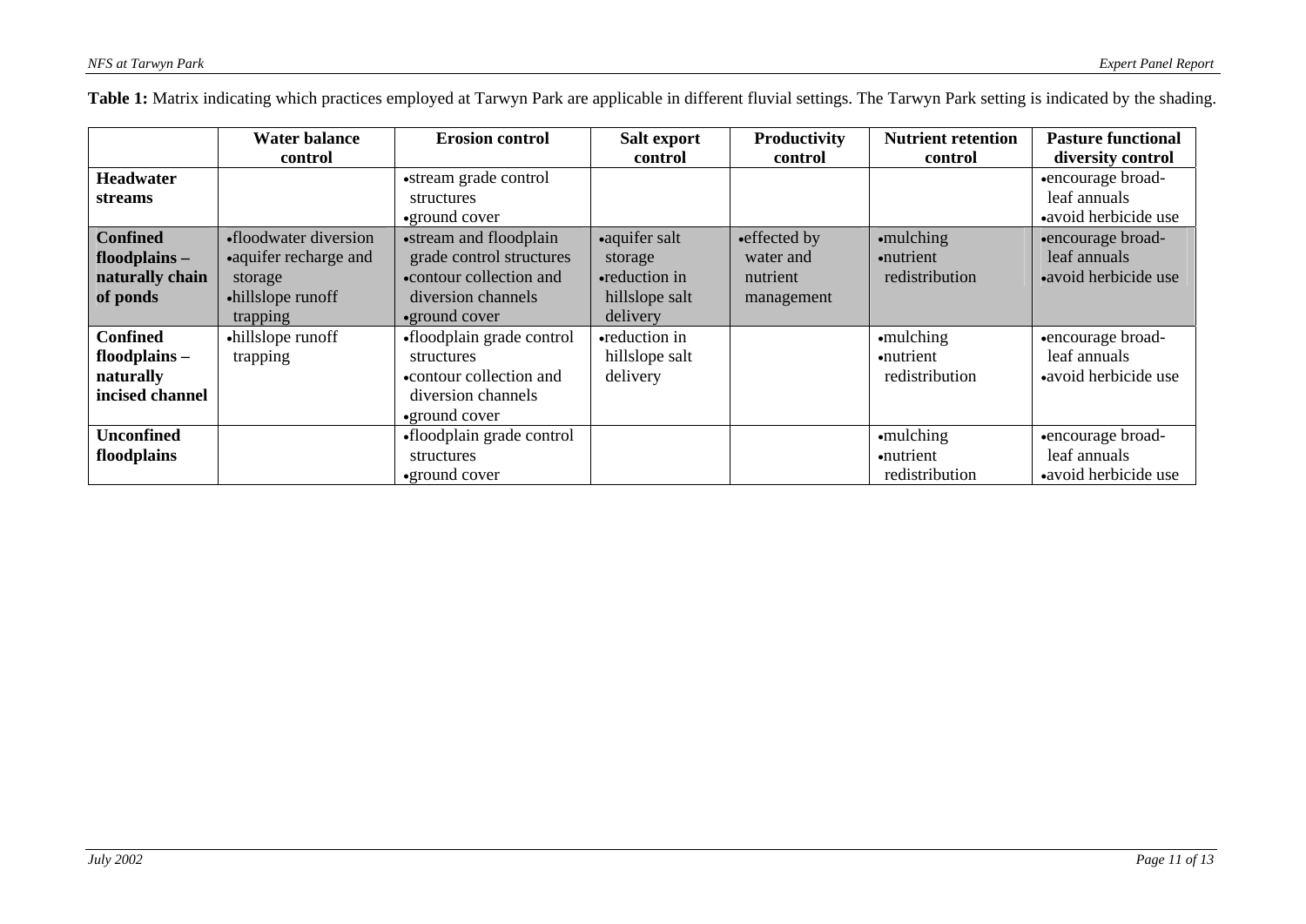**Table 1:** Matrix indicating which practices employed at Tarwyn Park are applicable in different fluvial settings. The Tarwyn Park setting is indicated by the shading.

| | Water balance control | Erosion control | Salt export control | Productivity control | Nutrient retention control | Pasture functional diversity control |
|---|---|---|---|---|---|---|
| **Headwater streams** | | •stream grade control structures<br>•ground cover | | | | •encourage broad-leaf annuals<br>•avoid herbicide use |
| **Confined floodplains – naturally chain of ponds** | •floodwater diversion<br>•aquifer recharge and storage<br>•hillslope runoff trapping | •stream and floodplain grade control structures<br>•contour collection and diversion channels<br>•ground cover | •aquifer salt storage<br>•reduction in hillslope salt delivery | •effected by water and nutrient management | •mulching<br>•nutrient redistribution | •encourage broad-leaf annuals<br>•avoid herbicide use |
| **Confined floodplains – naturally incised channel** | •hillslope runoff trapping | •floodplain grade control structures<br>•contour collection and diversion channels<br>•ground cover | •reduction in hillslope salt delivery | | •mulching<br>•nutrient redistribution | •encourage broad-leaf annuals<br>•avoid herbicide use |
| **Unconfined floodplains** | | •floodplain grade control structures<br>•ground cover | | | •mulching<br>•nutrient redistribution | •encourage broad-leaf annuals<br>•avoid herbicide use |